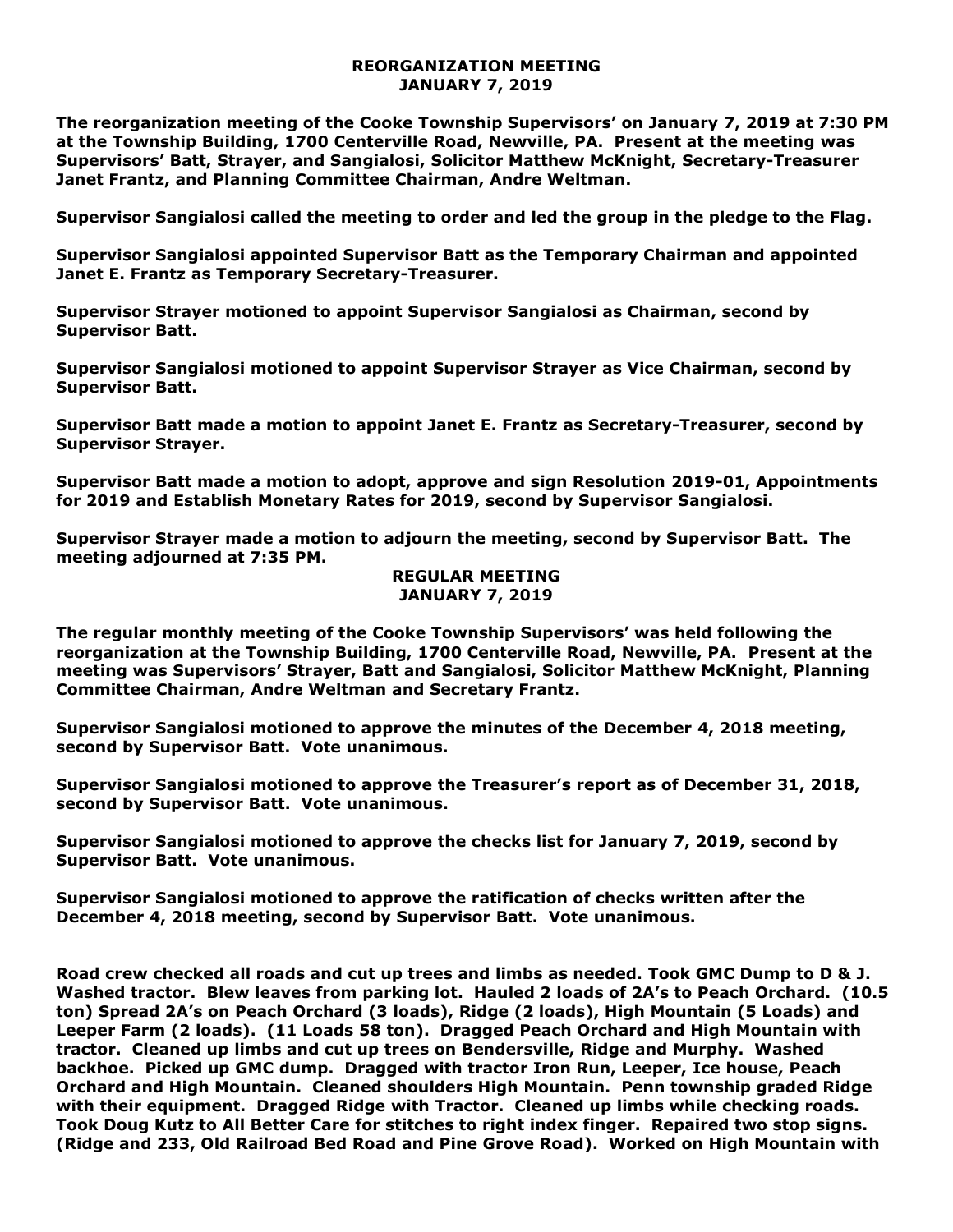## REORGANIZATION MEETING
## JANUARY 7, 2019

**The reorganization meeting of the Cooke Township Supervisors' on January 7, 2019 at 7:30 PM at the Township Building, 1700 Centerville Road, Newville, PA. Present at the meeting was Supervisors' Batt, Strayer, and Sangialosi, Solicitor Matthew McKnight, Secretary-Treasurer Janet Frantz, and Planning Committee Chairman, Andre Weltman.**

**Supervisor Sangialosi called the meeting to order and led the group in the pledge to the Flag.**

**Supervisor Sangialosi appointed Supervisor Batt as the Temporary Chairman and appointed Janet E. Frantz as Temporary Secretary-Treasurer.**

**Supervisor Strayer motioned to appoint Supervisor Sangialosi as Chairman, second by Supervisor Batt.**

**Supervisor Sangialosi motioned to appoint Supervisor Strayer as Vice Chairman, second by Supervisor Batt.**

**Supervisor Batt made a motion to appoint Janet E. Frantz as Secretary-Treasurer, second by Supervisor Strayer.**

**Supervisor Batt made a motion to adopt, approve and sign Resolution 2019-01, Appointments for 2019 and Establish Monetary Rates for 2019, second by Supervisor Sangialosi.**

**Supervisor Strayer made a motion to adjourn the meeting, second by Supervisor Batt. The meeting adjourned at 7:35 PM.**

## REGULAR MEETING
## JANUARY 7, 2019

**The regular monthly meeting of the Cooke Township Supervisors' was held following the reorganization at the Township Building, 1700 Centerville Road, Newville, PA. Present at the meeting was Supervisors' Strayer, Batt and Sangialosi, Solicitor Matthew McKnight, Planning Committee Chairman, Andre Weltman and Secretary Frantz.**

**Supervisor Sangialosi motioned to approve the minutes of the December 4, 2018 meeting, second by Supervisor Batt. Vote unanimous.**

**Supervisor Sangialosi motioned to approve the Treasurer's report as of December 31, 2018, second by Supervisor Batt. Vote unanimous.**

**Supervisor Sangialosi motioned to approve the checks list for January 7, 2019, second by Supervisor Batt. Vote unanimous.**

**Supervisor Sangialosi motioned to approve the ratification of checks written after the December 4, 2018 meeting, second by Supervisor Batt. Vote unanimous.**

**Road crew checked all roads and cut up trees and limbs as needed. Took GMC Dump to D & J. Washed tractor. Blew leaves from parking lot. Hauled 2 loads of 2A's to Peach Orchard. (10.5 ton) Spread 2A's on Peach Orchard (3 loads), Ridge (2 loads), High Mountain (5 Loads) and Leeper Farm (2 loads). (11 Loads 58 ton). Dragged Peach Orchard and High Mountain with tractor. Cleaned up limbs and cut up trees on Bendersville, Ridge and Murphy. Washed backhoe. Picked up GMC dump. Dragged with tractor Iron Run, Leeper, Ice house, Peach Orchard and High Mountain. Cleaned shoulders High Mountain. Penn township graded Ridge with their equipment. Dragged Ridge with Tractor. Cleaned up limbs while checking roads. Took Doug Kutz to All Better Care for stitches to right index finger. Repaired two stop signs. (Ridge and 233, Old Railroad Bed Road and Pine Grove Road). Worked on High Mountain with**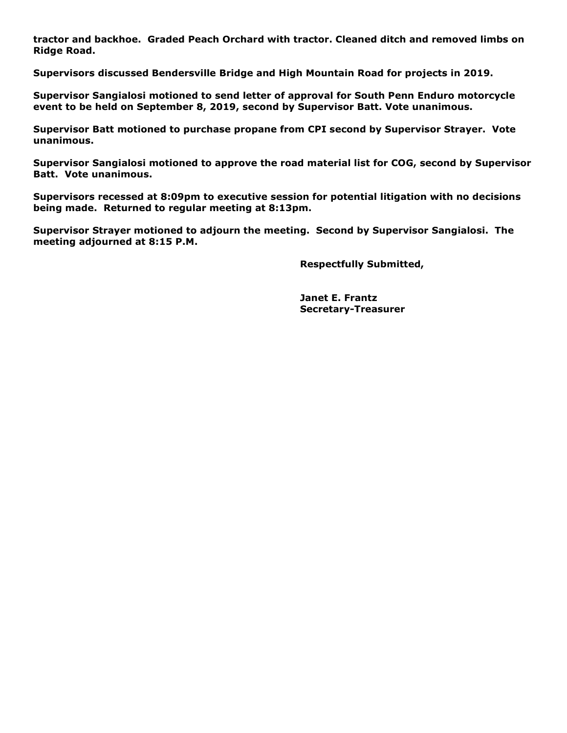**tractor and backhoe. Graded Peach Orchard with tractor. Cleaned ditch and removed limbs on Ridge Road.**

**Supervisors discussed Bendersville Bridge and High Mountain Road for projects in 2019.**

**Supervisor Sangialosi motioned to send letter of approval for South Penn Enduro motorcycle event to be held on September 8, 2019, second by Supervisor Batt. Vote unanimous.**

**Supervisor Batt motioned to purchase propane from CPI second by Supervisor Strayer. Vote unanimous.**

**Supervisor Sangialosi motioned to approve the road material list for COG, second by Supervisor Batt. Vote unanimous.**

**Supervisors recessed at 8:09pm to executive session for potential litigation with no decisions being made. Returned to regular meeting at 8:13pm.**

**Supervisor Strayer motioned to adjourn the meeting. Second by Supervisor Sangialosi. The meeting adjourned at 8:15 P.M.**

**Respectfully Submitted,**

**Janet E. Frantz**
**Secretary-Treasurer**